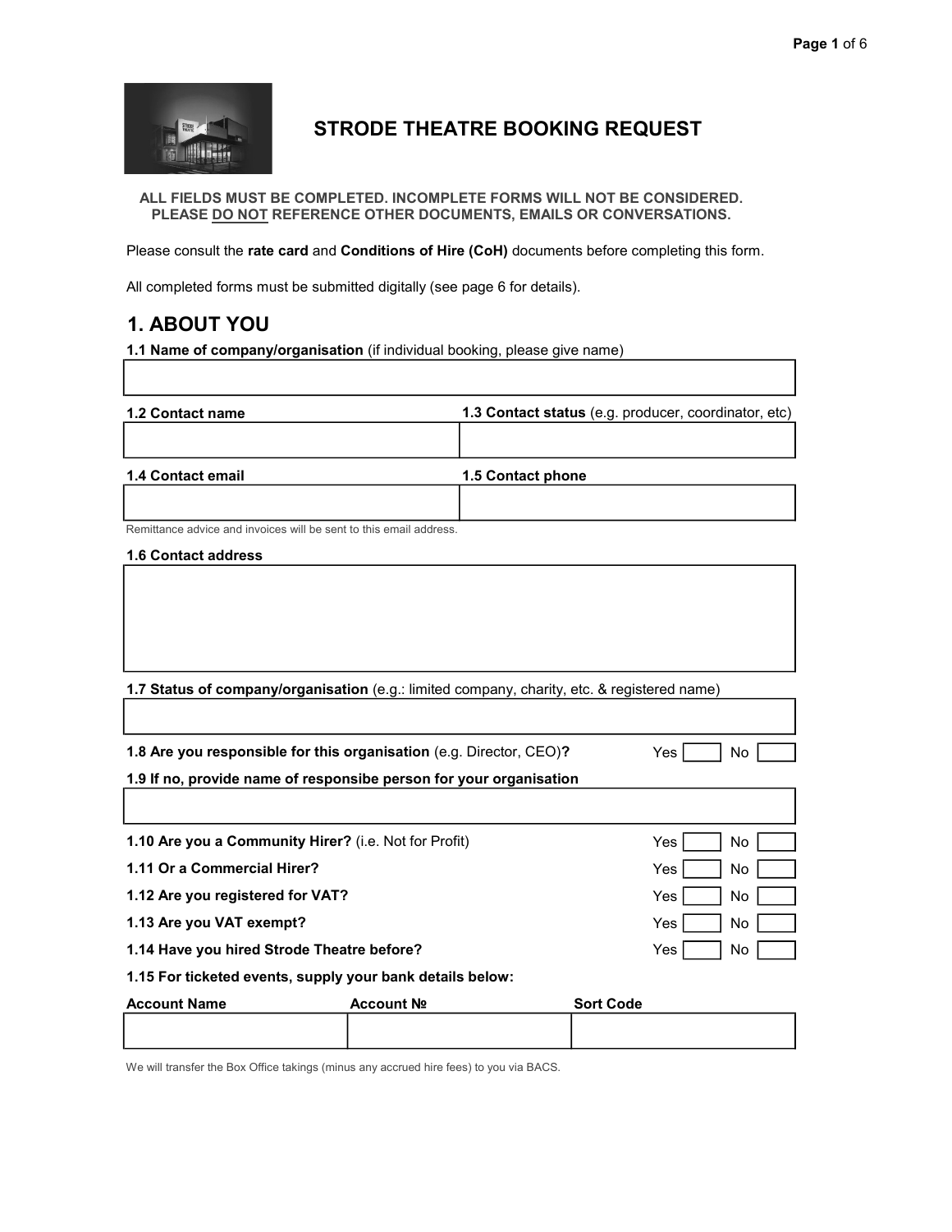# STRODE THEATRE BOOKING REQUEST

**ALL FIELDS MUST BE COMPLETED. INCOMPLETE FORMS WILL NOT BE CONSIDERED.**
**PLEASE DO NOT REFERENCE OTHER DOCUMENTS, EMAILS OR CONVERSATIONS.**

Please consult the **rate card** and **Conditions of Hire (CoH)** documents before completing this form.

All completed forms must be submitted digitally (see page 6 for details).

## 1. ABOUT YOU

**1.1 Name of company/organisation** (if individual booking, please give name)

| |
|---|
| |

| **1.2 Contact name** | **1.3 Contact status** (e.g. producer, coordinator, etc) |
|---|---|
| | |

| **1.4 Contact email** | **1.5 Contact phone** |
|---|---|
| | |

Remittance advice and invoices will be sent to this email address.

**1.6 Contact address**

| |
|---|
| |

**1.7 Status of company/organisation** (e.g.: limited company, charity, etc. & registered name)

| |
|---|
| |

**1.8 Are you responsible for this organisation** (e.g. Director, CEO)**?** Yes [ ] No [ ]

**1.9 If no, provide name of responsibe person for your organisation**

| |
|---|
| |

**1.10 Are you a Community Hirer?** (i.e. Not for Profit) Yes [ ] No [ ]

**1.11 Or a Commercial Hirer?** Yes [ ] No [ ]

**1.12 Are you registered for VAT?** Yes [ ] No [ ]

**1.13 Are you VAT exempt?** Yes [ ] No [ ]

**1.14 Have you hired Strode Theatre before?** Yes [ ] No [ ]

**1.15 For ticketed events, supply your bank details below:**

| Account Name | Account № | Sort Code |
|---|---|---|
| | | |

We will transfer the Box Office takings (minus any accrued hire fees) to you via BACS.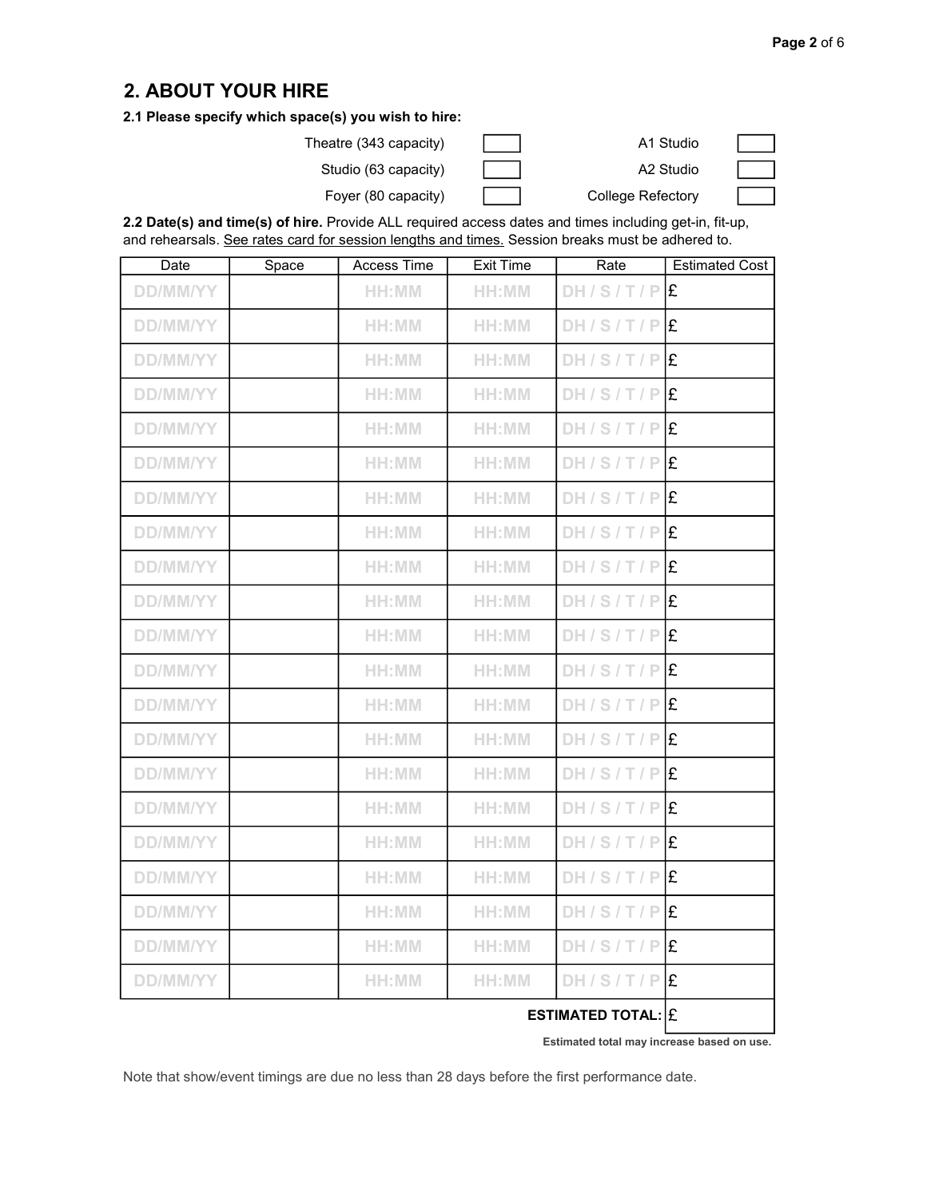## 2. ABOUT YOUR HIRE

**2.1 Please specify which space(s) you wish to hire:**

| Space | | Space | |
|---|---|---|---|
| Theatre (343 capacity) | ☐ | A1 Studio | ☐ |
| Studio (63 capacity) | ☐ | A2 Studio | ☐ |
| Foyer (80 capacity) | ☐ | College Refectory | ☐ |

**2.2 Date(s) and time(s) of hire.** Provide ALL required access dates and times including get-in, fit-up, and rehearsals. See rates card for session lengths and times. Session breaks must be adhered to.

| Date | Space | Access Time | Exit Time | Rate | Estimated Cost |
|---|---|---|---|---|---|
| DD/MM/YY | | HH:MM | HH:MM | DH / S / T / P | £ |
| DD/MM/YY | | HH:MM | HH:MM | DH / S / T / P | £ |
| DD/MM/YY | | HH:MM | HH:MM | DH / S / T / P | £ |
| DD/MM/YY | | HH:MM | HH:MM | DH / S / T / P | £ |
| DD/MM/YY | | HH:MM | HH:MM | DH / S / T / P | £ |
| DD/MM/YY | | HH:MM | HH:MM | DH / S / T / P | £ |
| DD/MM/YY | | HH:MM | HH:MM | DH / S / T / P | £ |
| DD/MM/YY | | HH:MM | HH:MM | DH / S / T / P | £ |
| DD/MM/YY | | HH:MM | HH:MM | DH / S / T / P | £ |
| DD/MM/YY | | HH:MM | HH:MM | DH / S / T / P | £ |
| DD/MM/YY | | HH:MM | HH:MM | DH / S / T / P | £ |
| DD/MM/YY | | HH:MM | HH:MM | DH / S / T / P | £ |
| DD/MM/YY | | HH:MM | HH:MM | DH / S / T / P | £ |
| DD/MM/YY | | HH:MM | HH:MM | DH / S / T / P | £ |
| DD/MM/YY | | HH:MM | HH:MM | DH / S / T / P | £ |
| DD/MM/YY | | HH:MM | HH:MM | DH / S / T / P | £ |
| DD/MM/YY | | HH:MM | HH:MM | DH / S / T / P | £ |
| DD/MM/YY | | HH:MM | HH:MM | DH / S / T / P | £ |
| DD/MM/YY | | HH:MM | HH:MM | DH / S / T / P | £ |
| DD/MM/YY | | HH:MM | HH:MM | DH / S / T / P | £ |
| DD/MM/YY | | HH:MM | HH:MM | DH / S / T / P | £ |
| | | | | **ESTIMATED TOTAL:** | £ |

**Estimated total may increase based on use.**

Note that show/event timings are due no less than 28 days before the first performance date.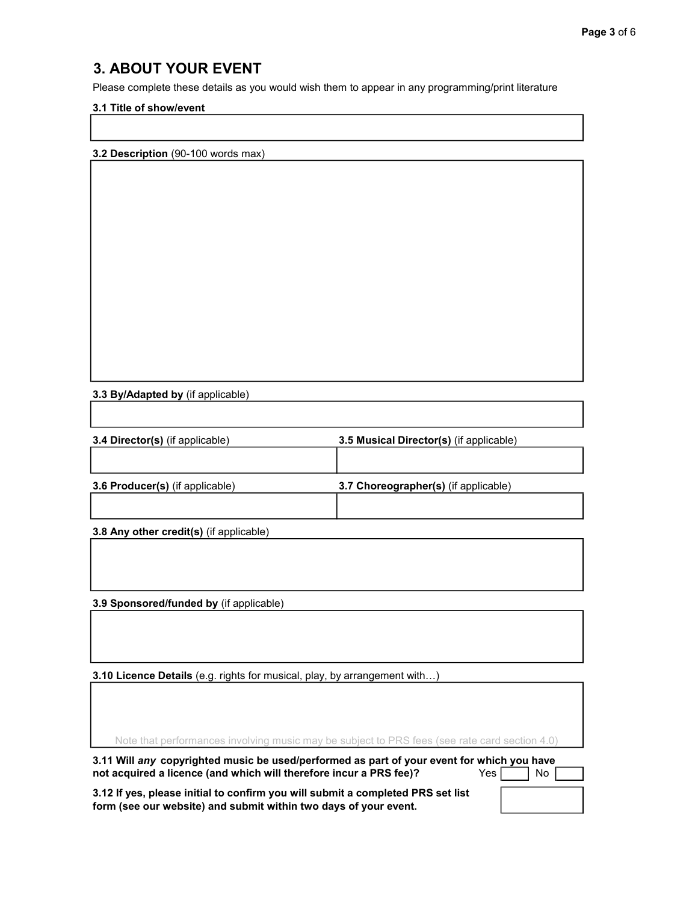## 3. ABOUT YOUR EVENT

Please complete these details as you would wish them to appear in any programming/print literature

**3.1 Title of show/event**

**3.2 Description** (90-100 words max)

**3.3 By/Adapted by** (if applicable)

**3.4 Director(s)** (if applicable)

**3.5 Musical Director(s)** (if applicable)

**3.6 Producer(s)** (if applicable)

**3.7 Choreographer(s)** (if applicable)

**3.8 Any other credit(s)** (if applicable)

**3.9 Sponsored/funded by** (if applicable)

**3.10 Licence Details** (e.g. rights for musical, play, by arrangement with…)

Note that performances involving music may be subject to PRS fees (see rate card section 4.0)

**3.11 Will *any* copyrighted music be used/performed as part of your event for which you have not acquired a licence (and which will therefore incur a PRS fee)?** Yes ☐ No ☐

**3.12 If yes, please initial to confirm you will submit a completed PRS set list form (see our website) and submit within two days of your event.**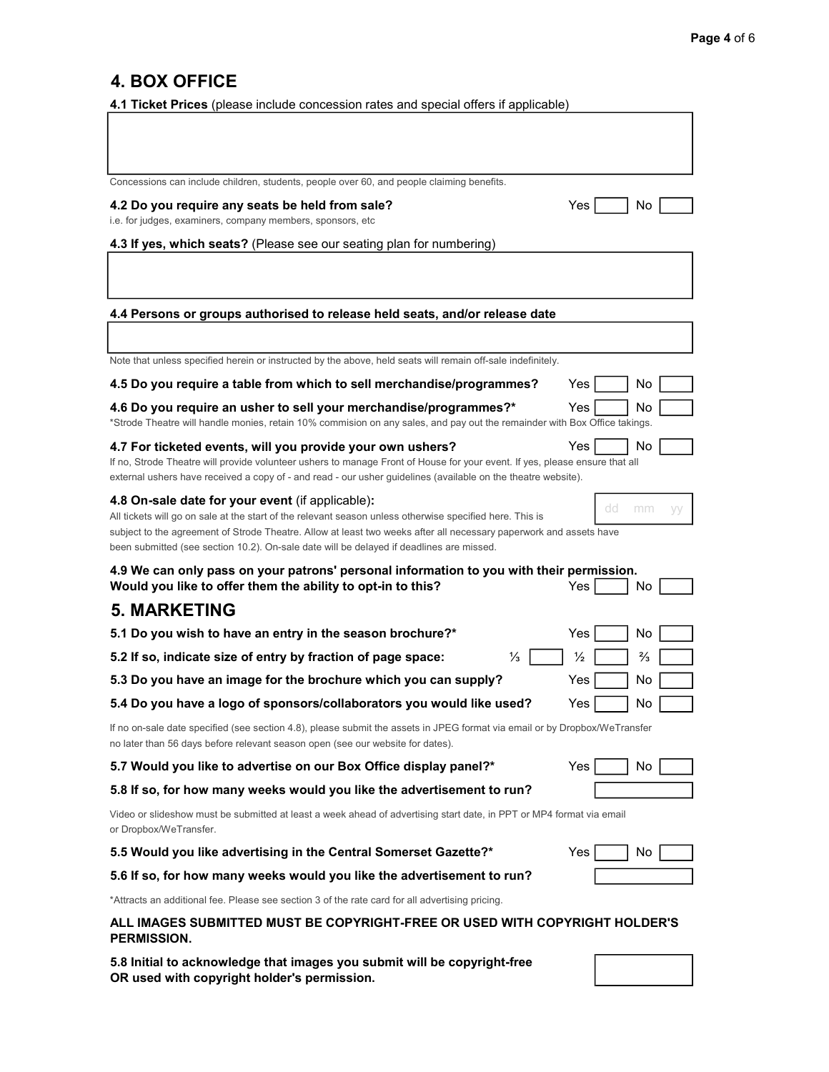## 4. BOX OFFICE

**4.1 Ticket Prices** (please include concession rates and special offers if applicable)

Concessions can include children, students, people over 60, and people claiming benefits.

**4.2 Do you require any seats be held from sale?** Yes ☐ No ☐

i.e. for judges, examiners, company members, sponsors, etc

**4.3 If yes, which seats?** (Please see our seating plan for numbering)

**4.4 Persons or groups authorised to release held seats, and/or release date**

Note that unless specified herein or instructed by the above, held seats will remain off-sale indefinitely.

**4.5 Do you require a table from which to sell merchandise/programmes?** Yes ☐ No ☐

**4.6 Do you require an usher to sell your merchandise/programmes?*** Yes ☐ No ☐

*Strode Theatre will handle monies, retain 10% commision on any sales, and pay out the remainder with Box Office takings.

**4.7 For ticketed events, will you provide your own ushers?** Yes ☐ No ☐

If no, Strode Theatre will provide volunteer ushers to manage Front of House for your event. If yes, please ensure that all external ushers have received a copy of - and read - our usher guidelines (available on the theatre website).

**4.8 On-sale date for your event** (if applicable)**:** dd mm yy

All tickets will go on sale at the start of the relevant season unless otherwise specified here. This is subject to the agreement of Strode Theatre. Allow at least two weeks after all necessary paperwork and assets have been submitted (see section 10.2). On-sale date will be delayed if deadlines are missed.

**4.9 We can only pass on your patrons' personal information to you with their permission. Would you like to offer them the ability to opt-in to this?** Yes ☐ No ☐

## 5. MARKETING

**5.1 Do you wish to have an entry in the season brochure?*** Yes ☐ No ☐

**5.2 If so, indicate size of entry by fraction of page space:** ⅓ ☐ ½ ☐ ⅔ ☐

**5.3 Do you have an image for the brochure which you can supply?** Yes ☐ No ☐

**5.4 Do you have a logo of sponsors/collaborators you would like used?** Yes ☐ No ☐

If no on-sale date specified (see section 4.8), please submit the assets in JPEG format via email or by Dropbox/WeTransfer no later than 56 days before relevant season open (see our website for dates).

**5.7 Would you like to advertise on our Box Office display panel?*** Yes ☐ No ☐

**5.8 If so, for how many weeks would you like the advertisement to run?** ☐

Video or slideshow must be submitted at least a week ahead of advertising start date, in PPT or MP4 format via email or Dropbox/WeTransfer.

**5.5 Would you like advertising in the Central Somerset Gazette?*** Yes ☐ No ☐

**5.6 If so, for how many weeks would you like the advertisement to run?** ☐

*Attracts an additional fee. Please see section 3 of the rate card for all advertising pricing.

**ALL IMAGES SUBMITTED MUST BE COPYRIGHT-FREE OR USED WITH COPYRIGHT HOLDER'S PERMISSION.**

**5.8 Initial to acknowledge that images you submit will be copyright-free OR used with copyright holder's permission.** ☐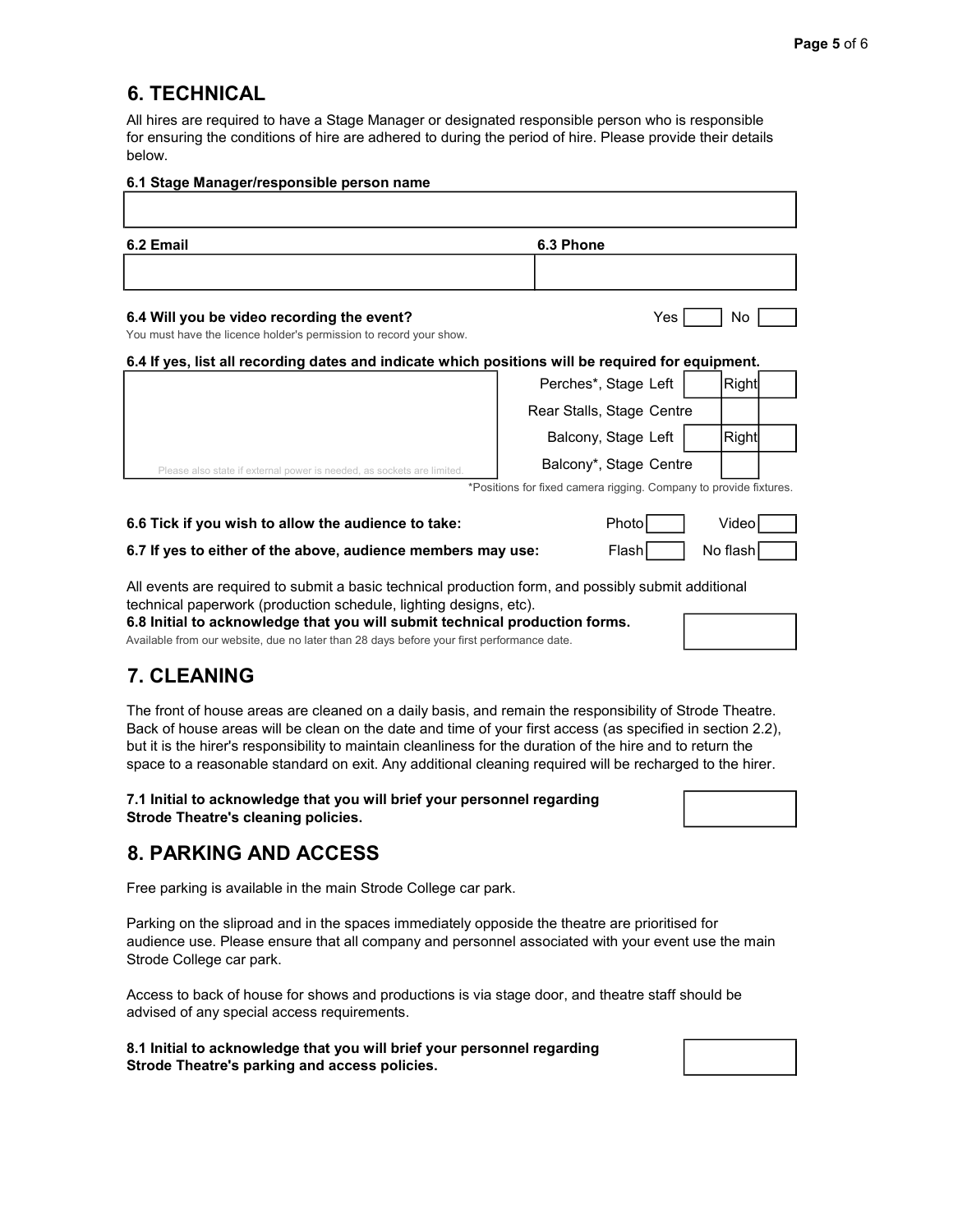## 6. TECHNICAL

All hires are required to have a Stage Manager or designated responsible person who is responsible for ensuring the conditions of hire are adhered to during the period of hire. Please provide their details below.

**6.1 Stage Manager/responsible person name**

| |
|---|
| |

| 6.2 Email | 6.3 Phone |
|---|---|
| | |

**6.4 Will you be video recording the event?** Yes [ ] No [ ]

You must have the licence holder's permission to record your show.

**6.4 If yes, list all recording dates and indicate which positions will be required for equipment.**

| | Position | | | |
|---|---|---|---|---|
| Please also state if external power is needed, as sockets are limited. | Perches*, Stage Left | [ ] | Right | [ ] |
| | Rear Stalls, Stage Centre | [ ] | | |
| | Balcony, Stage Left | [ ] | Right | [ ] |
| | Balcony*, Stage Centre | [ ] | | |

*Positions for fixed camera rigging. Company to provide fixtures.

**6.6 Tick if you wish to allow the audience to take:** Photo [ ] Video [ ]

**6.7 If yes to either of the above, audience members may use:** Flash [ ] No flash [ ]

All events are required to submit a basic technical production form, and possibly submit additional technical paperwork (production schedule, lighting designs, etc).

**6.8 Initial to acknowledge that you will submit technical production forms.** [ ]

Available from our website, due no later than 28 days before your first performance date.

## 7. CLEANING

The front of house areas are cleaned on a daily basis, and remain the responsibility of Strode Theatre. Back of house areas will be clean on the date and time of your first access (as specified in section 2.2), but it is the hirer's responsibility to maintain cleanliness for the duration of the hire and to return the space to a reasonable standard on exit. Any additional cleaning required will be recharged to the hirer.

**7.1 Initial to acknowledge that you will brief your personnel regarding Strode Theatre's cleaning policies.** [ ]

## 8. PARKING AND ACCESS

Free parking is available in the main Strode College car park.

Parking on the sliproad and in the spaces immediately opposide the theatre are prioritised for audience use. Please ensure that all company and personnel associated with your event use the main Strode College car park.

Access to back of house for shows and productions is via stage door, and theatre staff should be advised of any special access requirements.

**8.1 Initial to acknowledge that you will brief your personnel regarding Strode Theatre's parking and access policies.** [ ]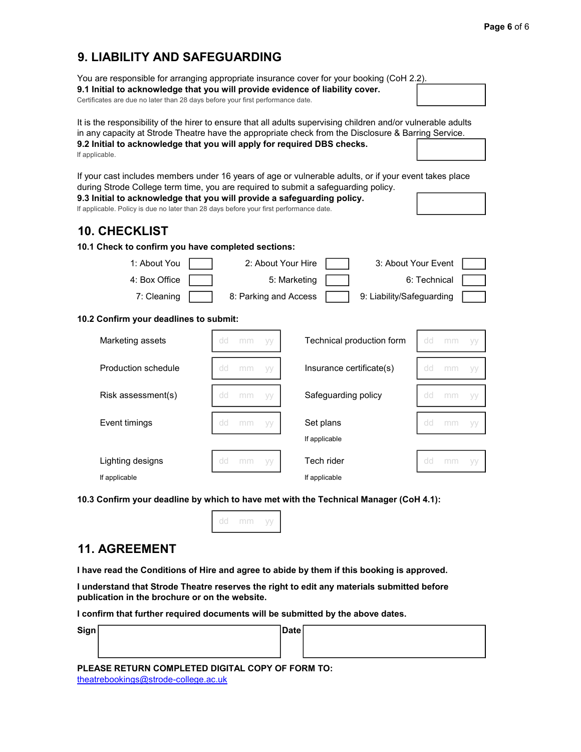## 9. LIABILITY AND SAFEGUARDING

You are responsible for arranging appropriate insurance cover for your booking (CoH 2.2).

**9.1 Initial to acknowledge that you will provide evidence of liability cover.**

Certificates are due no later than 28 days before your first performance date.

It is the responsibility of the hirer to ensure that all adults supervising children and/or vulnerable adults in any capacity at Strode Theatre have the appropriate check from the Disclosure & Barring Service.

**9.2 Initial to acknowledge that you will apply for required DBS checks.**

If applicable.

If your cast includes members under 16 years of age or vulnerable adults, or if your event takes place during Strode College term time, you are required to submit a safeguarding policy.

**9.3 Initial to acknowledge that you will provide a safeguarding policy.**

If applicable. Policy is due no later than 28 days before your first performance date.

## 10. CHECKLIST

**10.1 Check to confirm you have completed sections:**

| | | | | | |
|---|---|---|---|---|---|
| 1: About You | | 2: About Your Hire | | 3: About Your Event | |
| 4: Box Office | | 5: Marketing | | 6: Technical | |
| 7: Cleaning | | 8: Parking and Access | | 9: Liability/Safeguarding | |

**10.2 Confirm your deadlines to submit:**

| | | | |
|---|---|---|---|
| Marketing assets | dd mm yy | Technical production form | dd mm yy |
| Production schedule | dd mm yy | Insurance certificate(s) | dd mm yy |
| Risk assessment(s) | dd mm yy | Safeguarding policy | dd mm yy |
| Event timings | dd mm yy | Set plans<br>If applicable | dd mm yy |
| Lighting designs<br>If applicable | dd mm yy | Tech rider<br>If applicable | dd mm yy |

**10.3 Confirm your deadline by which to have met with the Technical Manager (CoH 4.1):**

dd mm yy

## 11. AGREEMENT

**I have read the Conditions of Hire and agree to abide by them if this booking is approved.**

**I understand that Strode Theatre reserves the right to edit any materials submitted before publication in the brochure or on the website.**

**I confirm that further required documents will be submitted by the above dates.**

| | | | |
|---|---|---|---|
| **Sign** | | **Date** | |

**PLEASE RETURN COMPLETED DIGITAL COPY OF FORM TO:**

theatrebookings@strode-college.ac.uk